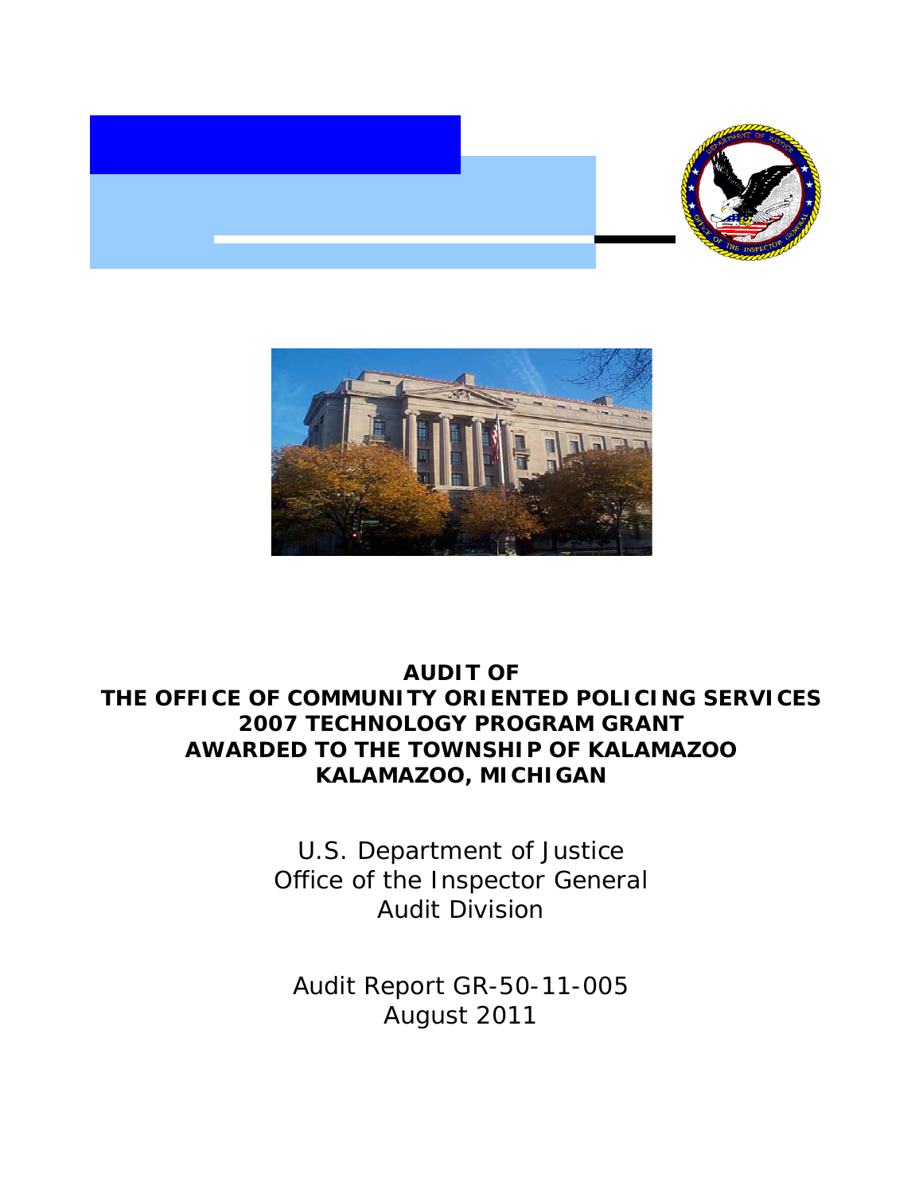# AUDIT OF THE OFFICE OF COMMUNITY ORIENTED POLICING SERVICES 2007 TECHNOLOGY PROGRAM GRANT AWARDED TO THE TOWNSHIP OF KALAMAZOO KALAMAZOO, MICHIGAN

U.S. Department of Justice
Office of the Inspector General
Audit Division

Audit Report GR-50-11-005
August 2011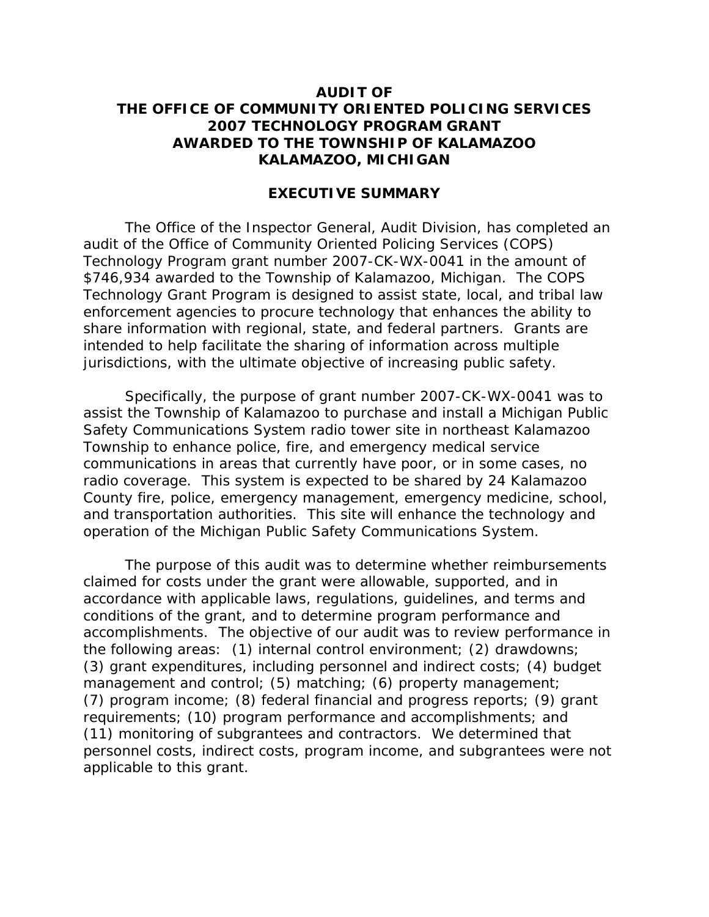# AUDIT OF THE OFFICE OF COMMUNITY ORIENTED POLICING SERVICES 2007 TECHNOLOGY PROGRAM GRANT AWARDED TO THE TOWNSHIP OF KALAMAZOO KALAMAZOO, MICHIGAN

## EXECUTIVE SUMMARY

The Office of the Inspector General, Audit Division, has completed an audit of the Office of Community Oriented Policing Services (COPS) Technology Program grant number 2007-CK-WX-0041 in the amount of $746,934 awarded to the Township of Kalamazoo, Michigan. The COPS Technology Grant Program is designed to assist state, local, and tribal law enforcement agencies to procure technology that enhances the ability to share information with regional, state, and federal partners. Grants are intended to help facilitate the sharing of information across multiple jurisdictions, with the ultimate objective of increasing public safety.

Specifically, the purpose of grant number 2007-CK-WX-0041 was to assist the Township of Kalamazoo to purchase and install a Michigan Public Safety Communications System radio tower site in northeast Kalamazoo Township to enhance police, fire, and emergency medical service communications in areas that currently have poor, or in some cases, no radio coverage. This system is expected to be shared by 24 Kalamazoo County fire, police, emergency management, emergency medicine, school, and transportation authorities. This site will enhance the technology and operation of the Michigan Public Safety Communications System.

The purpose of this audit was to determine whether reimbursements claimed for costs under the grant were allowable, supported, and in accordance with applicable laws, regulations, guidelines, and terms and conditions of the grant, and to determine program performance and accomplishments. The objective of our audit was to review performance in the following areas: (1) internal control environment; (2) drawdowns; (3) grant expenditures, including personnel and indirect costs; (4) budget management and control; (5) matching; (6) property management; (7) program income; (8) federal financial and progress reports; (9) grant requirements; (10) program performance and accomplishments; and (11) monitoring of subgrantees and contractors. We determined that personnel costs, indirect costs, program income, and subgrantees were not applicable to this grant.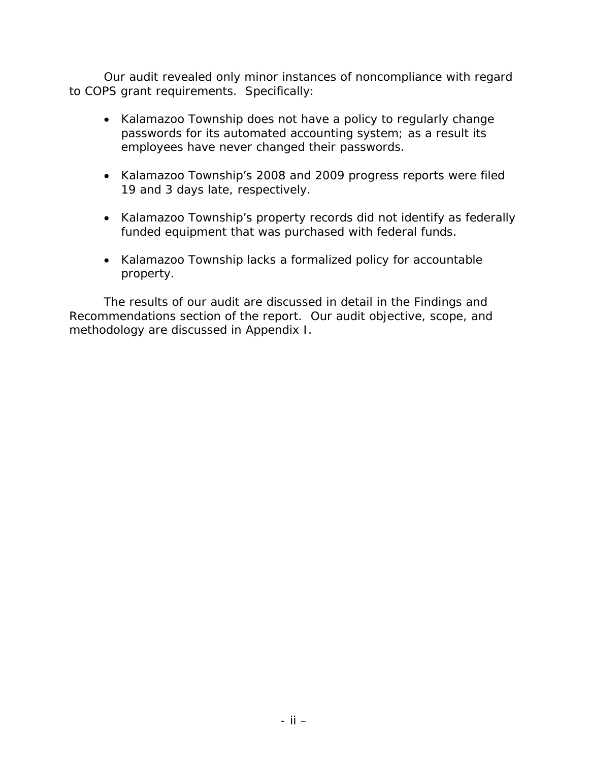Our audit revealed only minor instances of noncompliance with regard to COPS grant requirements. Specifically:

- Kalamazoo Township does not have a policy to regularly change passwords for its automated accounting system; as a result its employees have never changed their passwords.

- Kalamazoo Township's 2008 and 2009 progress reports were filed 19 and 3 days late, respectively.

- Kalamazoo Township's property records did not identify as federally funded equipment that was purchased with federal funds.

- Kalamazoo Township lacks a formalized policy for accountable property.

The results of our audit are discussed in detail in the Findings and Recommendations section of the report. Our audit objective, scope, and methodology are discussed in Appendix I.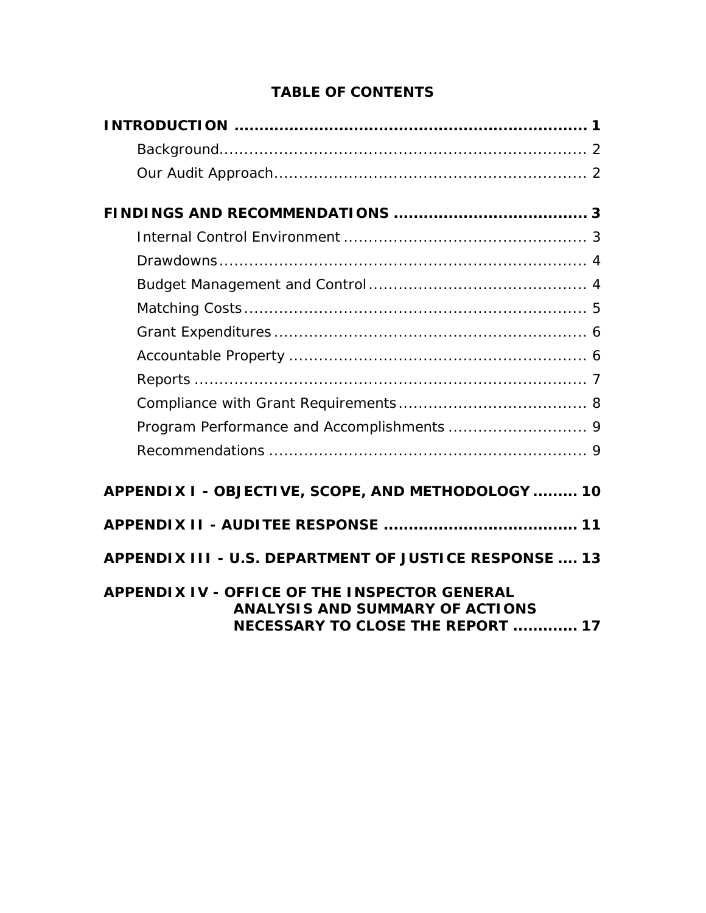# TABLE OF CONTENTS

**INTRODUCTION** ........................................................................ **1**

- Background........................................................................ 2
- Our Audit Approach.............................................................. 2

**FINDINGS AND RECOMMENDATIONS** ...................................... **3**

- Internal Control Environment ................................................ 3
- Drawdowns.......................................................................... 4
- Budget Management and Control............................................ 4
- Matching Costs.................................................................... 5
- Grant Expenditures............................................................... 6
- Accountable Property ........................................................... 6
- Reports .............................................................................. 7
- Compliance with Grant Requirements...................................... 8
- Program Performance and Accomplishments ............................ 9
- Recommendations ............................................................... 9

**APPENDIX I - OBJECTIVE, SCOPE, AND METHODOLOGY** ......... **10**

**APPENDIX II - AUDITEE RESPONSE** ...................................... **11**

**APPENDIX III - U.S. DEPARTMENT OF JUSTICE RESPONSE** .... **13**

**APPENDIX IV - OFFICE OF THE INSPECTOR GENERAL ANALYSIS AND SUMMARY OF ACTIONS NECESSARY TO CLOSE THE REPORT** ............ **17**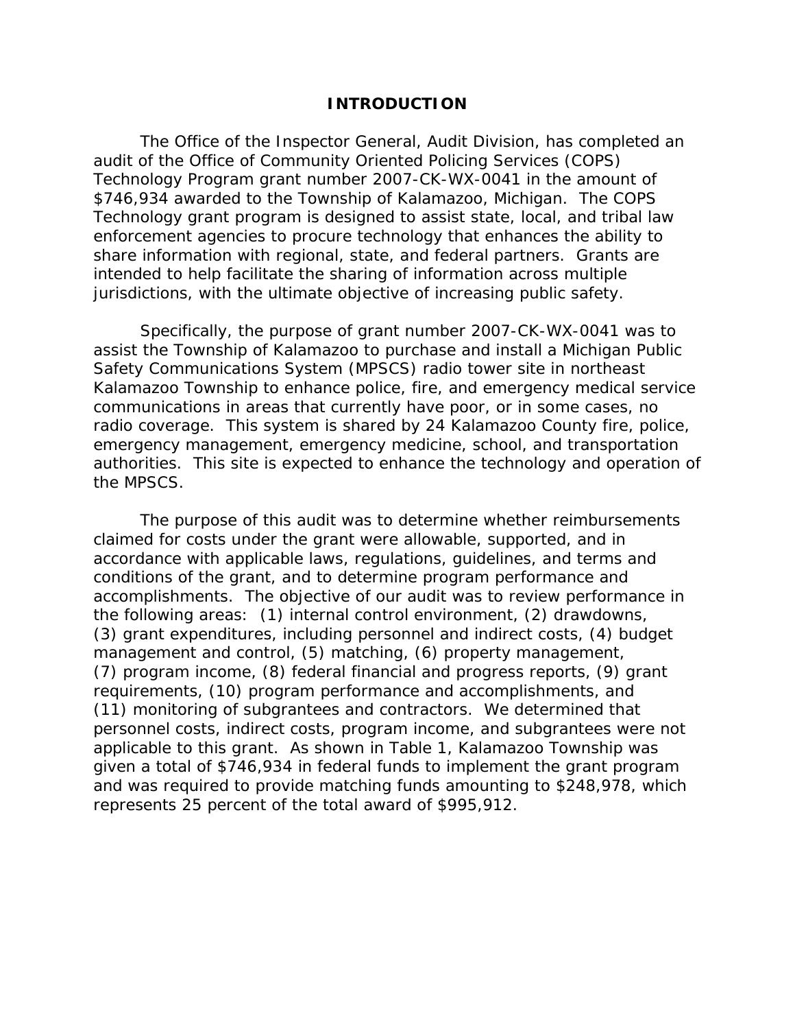## INTRODUCTION

The Office of the Inspector General, Audit Division, has completed an audit of the Office of Community Oriented Policing Services (COPS) Technology Program grant number 2007-CK-WX-0041 in the amount of $746,934 awarded to the Township of Kalamazoo, Michigan. The COPS Technology grant program is designed to assist state, local, and tribal law enforcement agencies to procure technology that enhances the ability to share information with regional, state, and federal partners. Grants are intended to help facilitate the sharing of information across multiple jurisdictions, with the ultimate objective of increasing public safety.

Specifically, the purpose of grant number 2007-CK-WX-0041 was to assist the Township of Kalamazoo to purchase and install a Michigan Public Safety Communications System (MPSCS) radio tower site in northeast Kalamazoo Township to enhance police, fire, and emergency medical service communications in areas that currently have poor, or in some cases, no radio coverage. This system is shared by 24 Kalamazoo County fire, police, emergency management, emergency medicine, school, and transportation authorities. This site is expected to enhance the technology and operation of the MPSCS.

The purpose of this audit was to determine whether reimbursements claimed for costs under the grant were allowable, supported, and in accordance with applicable laws, regulations, guidelines, and terms and conditions of the grant, and to determine program performance and accomplishments. The objective of our audit was to review performance in the following areas: (1) internal control environment, (2) drawdowns, (3) grant expenditures, including personnel and indirect costs, (4) budget management and control, (5) matching, (6) property management, (7) program income, (8) federal financial and progress reports, (9) grant requirements, (10) program performance and accomplishments, and (11) monitoring of subgrantees and contractors. We determined that personnel costs, indirect costs, program income, and subgrantees were not applicable to this grant. As shown in Table 1, Kalamazoo Township was given a total of $746,934 in federal funds to implement the grant program and was required to provide matching funds amounting to $248,978, which represents 25 percent of the total award of $995,912.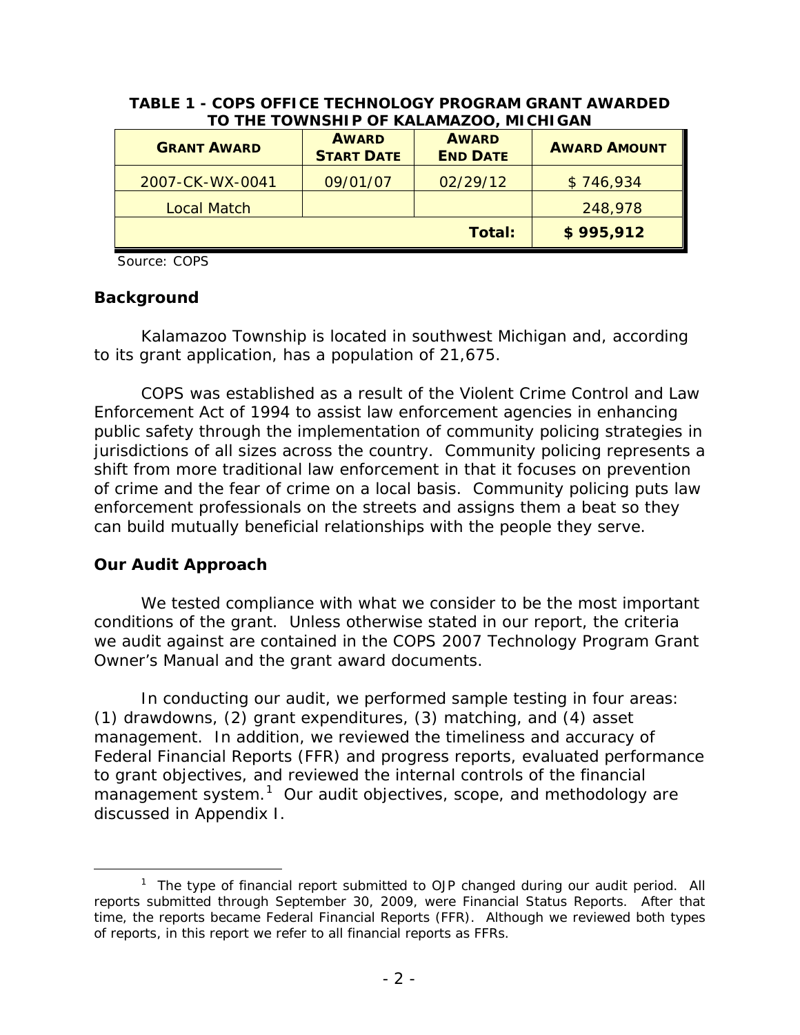**TABLE 1 - COPS OFFICE TECHNOLOGY PROGRAM GRANT AWARDED TO THE TOWNSHIP OF KALAMAZOO, MICHIGAN**

| GRANT AWARD | AWARD START DATE | AWARD END DATE | AWARD AMOUNT |
|---|---|---|---|
| 2007-CK-WX-0041 | 09/01/07 | 02/29/12 | $ 746,934 |
| Local Match | | | 248,978 |
| | | **Total:** | **$ 995,912** |

Source: COPS

## Background

Kalamazoo Township is located in southwest Michigan and, according to its grant application, has a population of 21,675.

COPS was established as a result of the Violent Crime Control and Law Enforcement Act of 1994 to assist law enforcement agencies in enhancing public safety through the implementation of community policing strategies in jurisdictions of all sizes across the country. Community policing represents a shift from more traditional law enforcement in that it focuses on prevention of crime and the fear of crime on a local basis. Community policing puts law enforcement professionals on the streets and assigns them a beat so they can build mutually beneficial relationships with the people they serve.

## Our Audit Approach

We tested compliance with what we consider to be the most important conditions of the grant. Unless otherwise stated in our report, the criteria we audit against are contained in the COPS 2007 Technology Program Grant Owner's Manual and the grant award documents.

In conducting our audit, we performed sample testing in four areas: (1) drawdowns, (2) grant expenditures, (3) matching, and (4) asset management. In addition, we reviewed the timeliness and accuracy of Federal Financial Reports (FFR) and progress reports, evaluated performance to grant objectives, and reviewed the internal controls of the financial management system.[1] Our audit objectives, scope, and methodology are discussed in Appendix I.

[1] The type of financial report submitted to OJP changed during our audit period. All reports submitted through September 30, 2009, were Financial Status Reports. After that time, the reports became Federal Financial Reports (FFR). Although we reviewed both types of reports, in this report we refer to all financial reports as FFRs.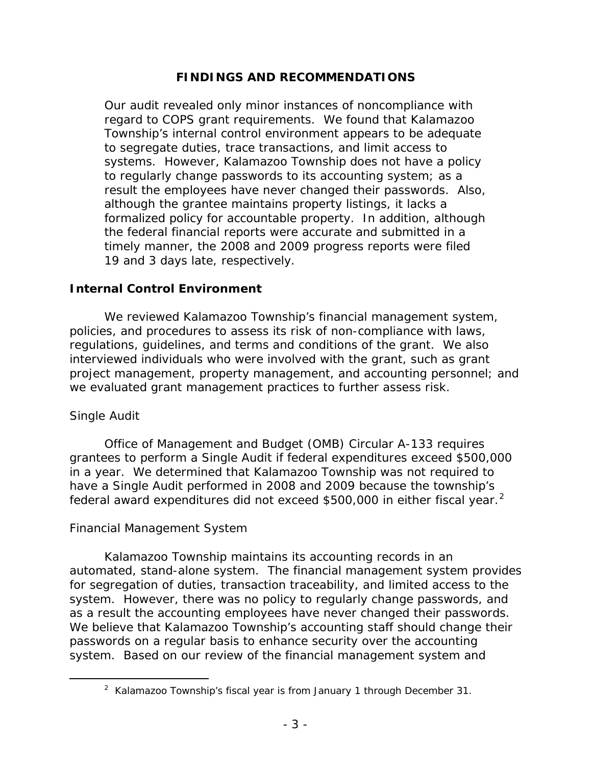## FINDINGS AND RECOMMENDATIONS

Our audit revealed only minor instances of noncompliance with regard to COPS grant requirements. We found that Kalamazoo Township's internal control environment appears to be adequate to segregate duties, trace transactions, and limit access to systems. However, Kalamazoo Township does not have a policy to regularly change passwords to its accounting system; as a result the employees have never changed their passwords. Also, although the grantee maintains property listings, it lacks a formalized policy for accountable property. In addition, although the federal financial reports were accurate and submitted in a timely manner, the 2008 and 2009 progress reports were filed 19 and 3 days late, respectively.

### Internal Control Environment

We reviewed Kalamazoo Township's financial management system, policies, and procedures to assess its risk of non-compliance with laws, regulations, guidelines, and terms and conditions of the grant. We also interviewed individuals who were involved with the grant, such as grant project management, property management, and accounting personnel; and we evaluated grant management practices to further assess risk.

#### Single Audit

Office of Management and Budget (OMB) Circular A-133 requires grantees to perform a Single Audit if federal expenditures exceed $500,000 in a year. We determined that Kalamazoo Township was not required to have a Single Audit performed in 2008 and 2009 because the township's federal award expenditures did not exceed $500,000 in either fiscal year.[2]

#### Financial Management System

Kalamazoo Township maintains its accounting records in an automated, stand-alone system. The financial management system provides for segregation of duties, transaction traceability, and limited access to the system. However, there was no policy to regularly change passwords, and as a result the accounting employees have never changed their passwords. We believe that Kalamazoo Township's accounting staff should change their passwords on a regular basis to enhance security over the accounting system. Based on our review of the financial management system and

---

[2] Kalamazoo Township's fiscal year is from January 1 through December 31.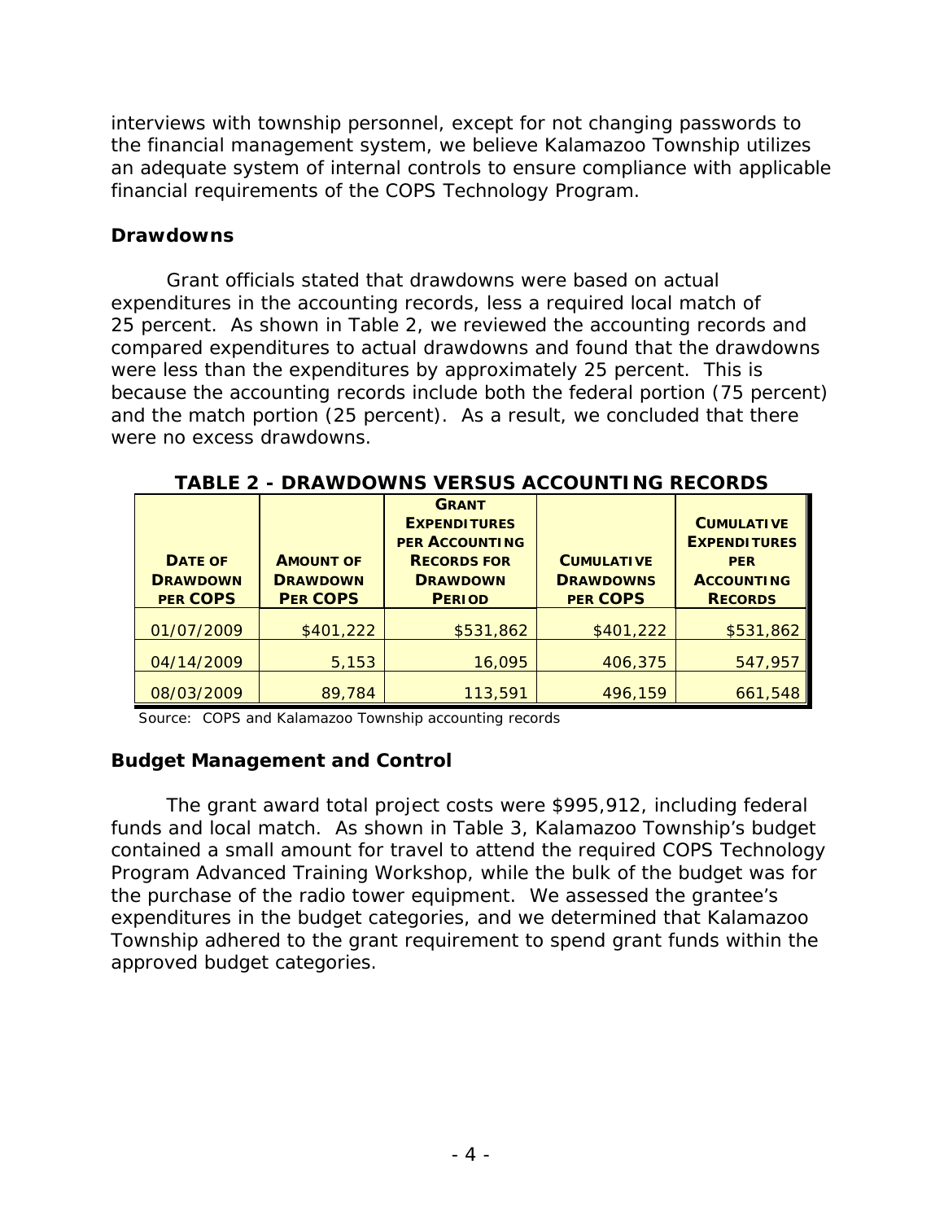interviews with township personnel, except for not changing passwords to the financial management system, we believe Kalamazoo Township utilizes an adequate system of internal controls to ensure compliance with applicable financial requirements of the COPS Technology Program.

## Drawdowns

Grant officials stated that drawdowns were based on actual expenditures in the accounting records, less a required local match of 25 percent. As shown in Table 2, we reviewed the accounting records and compared expenditures to actual drawdowns and found that the drawdowns were less than the expenditures by approximately 25 percent. This is because the accounting records include both the federal portion (75 percent) and the match portion (25 percent). As a result, we concluded that there were no excess drawdowns.

**TABLE 2 - DRAWDOWNS VERSUS ACCOUNTING RECORDS**

| DATE OF DRAWDOWN PER COPS | AMOUNT OF DRAWDOWN PER COPS | GRANT EXPENDITURES PER ACCOUNTING RECORDS FOR DRAWDOWN PERIOD | CUMULATIVE DRAWDOWNS PER COPS | CUMULATIVE EXPENDITURES PER ACCOUNTING RECORDS |
|---|---|---|---|---|
| 01/07/2009 | $401,222 | $531,862 | $401,222 | $531,862 |
| 04/14/2009 | 5,153 | 16,095 | 406,375 | 547,957 |
| 08/03/2009 | 89,784 | 113,591 | 496,159 | 661,548 |

Source: COPS and Kalamazoo Township accounting records

## Budget Management and Control

The grant award total project costs were $995,912, including federal funds and local match. As shown in Table 3, Kalamazoo Township's budget contained a small amount for travel to attend the required COPS Technology Program Advanced Training Workshop, while the bulk of the budget was for the purchase of the radio tower equipment. We assessed the grantee's expenditures in the budget categories, and we determined that Kalamazoo Township adhered to the grant requirement to spend grant funds within the approved budget categories.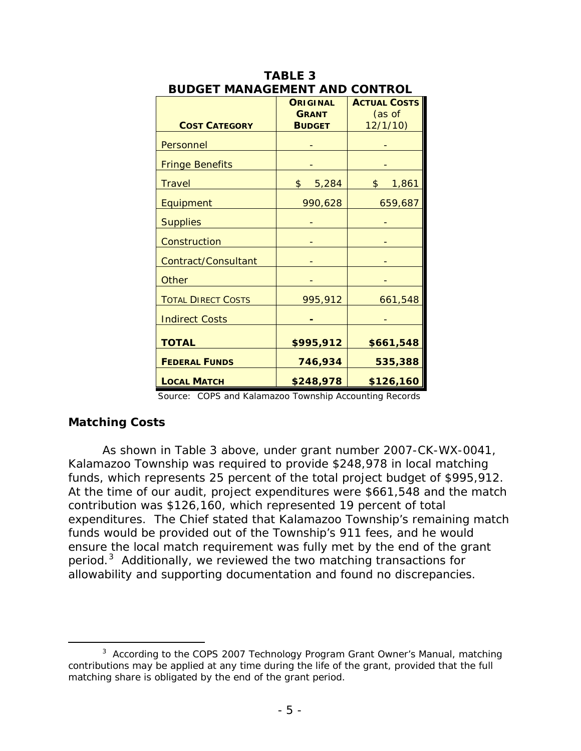**TABLE 3**
**BUDGET MANAGEMENT AND CONTROL**

| COST CATEGORY | ORIGINAL GRANT BUDGET | ACTUAL COSTS (as of 12/1/10) |
|---|---|---|
| Personnel | - | - |
| Fringe Benefits | - | - |
| Travel | $ 5,284 | $ 1,861 |
| Equipment | 990,628 | 659,687 |
| Supplies | - | - |
| Construction | - | - |
| Contract/Consultant | - | - |
| Other | - | - |
| TOTAL DIRECT COSTS | 995,912 | 661,548 |
| Indirect Costs | - | - |
| **TOTAL** | **$995,912** | **$661,548** |
| **FEDERAL FUNDS** | **746,934** | **535,388** |
| **LOCAL MATCH** | **$248,978** | **$126,160** |

Source: COPS and Kalamazoo Township Accounting Records

### Matching Costs

As shown in Table 3 above, under grant number 2007-CK-WX-0041, Kalamazoo Township was required to provide $248,978 in local matching funds, which represents 25 percent of the total project budget of $995,912. At the time of our audit, project expenditures were $661,548 and the match contribution was $126,160, which represented 19 percent of total expenditures. The Chief stated that Kalamazoo Township's remaining match funds would be provided out of the Township's 911 fees, and he would ensure the local match requirement was fully met by the end of the grant period.[3] Additionally, we reviewed the two matching transactions for allowability and supporting documentation and found no discrepancies.

[3] According to the COPS 2007 Technology Program Grant Owner's Manual, matching contributions may be applied at any time during the life of the grant, provided that the full matching share is obligated by the end of the grant period.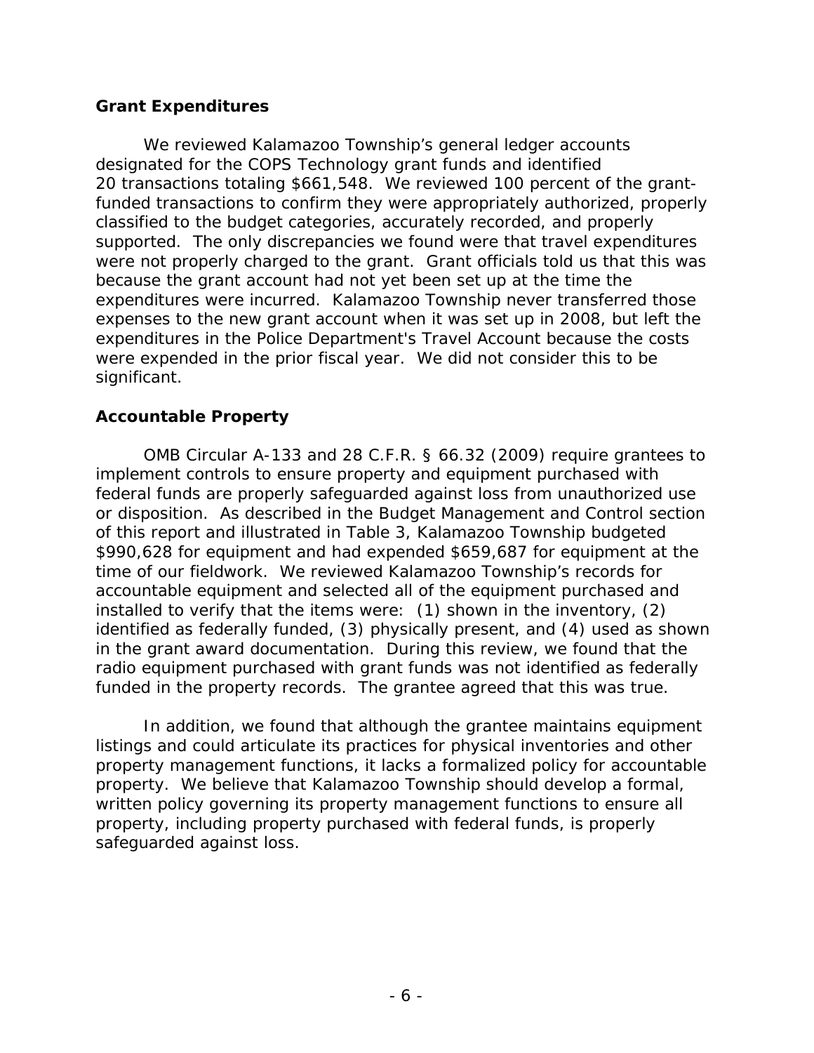### Grant Expenditures

We reviewed Kalamazoo Township's general ledger accounts designated for the COPS Technology grant funds and identified 20 transactions totaling $661,548. We reviewed 100 percent of the grant-funded transactions to confirm they were appropriately authorized, properly classified to the budget categories, accurately recorded, and properly supported. The only discrepancies we found were that travel expenditures were not properly charged to the grant. Grant officials told us that this was because the grant account had not yet been set up at the time the expenditures were incurred. Kalamazoo Township never transferred those expenses to the new grant account when it was set up in 2008, but left the expenditures in the Police Department's Travel Account because the costs were expended in the prior fiscal year. We did not consider this to be significant.

### Accountable Property

OMB Circular A-133 and 28 C.F.R. § 66.32 (2009) require grantees to implement controls to ensure property and equipment purchased with federal funds are properly safeguarded against loss from unauthorized use or disposition. As described in the Budget Management and Control section of this report and illustrated in Table 3, Kalamazoo Township budgeted $990,628 for equipment and had expended $659,687 for equipment at the time of our fieldwork. We reviewed Kalamazoo Township's records for accountable equipment and selected all of the equipment purchased and installed to verify that the items were: (1) shown in the inventory, (2) identified as federally funded, (3) physically present, and (4) used as shown in the grant award documentation. During this review, we found that the radio equipment purchased with grant funds was not identified as federally funded in the property records. The grantee agreed that this was true.

In addition, we found that although the grantee maintains equipment listings and could articulate its practices for physical inventories and other property management functions, it lacks a formalized policy for accountable property. We believe that Kalamazoo Township should develop a formal, written policy governing its property management functions to ensure all property, including property purchased with federal funds, is properly safeguarded against loss.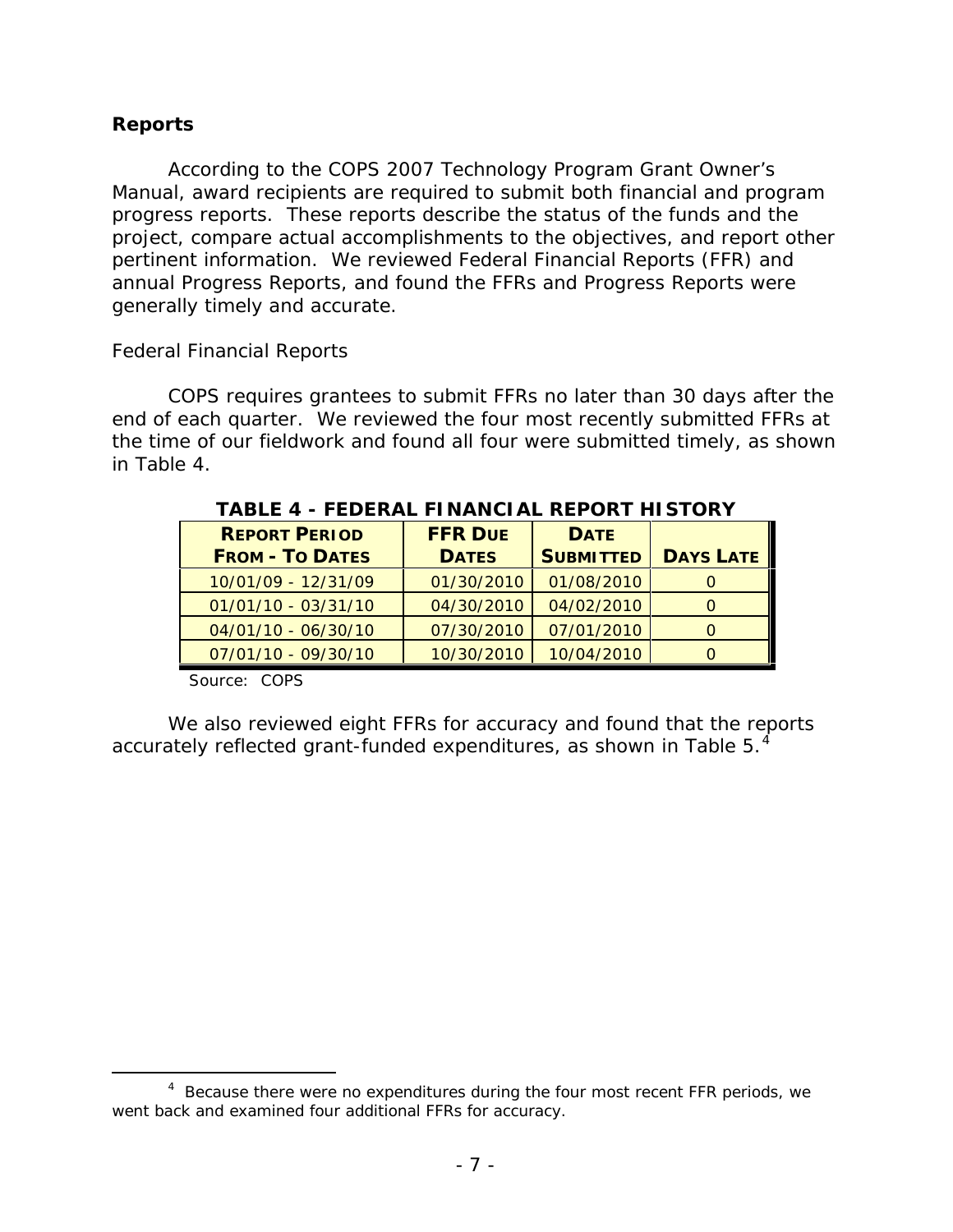**Reports**

According to the COPS 2007 Technology Program Grant Owner's Manual, award recipients are required to submit both financial and program progress reports. These reports describe the status of the funds and the project, compare actual accomplishments to the objectives, and report other pertinent information. We reviewed Federal Financial Reports (FFR) and annual Progress Reports, and found the FFRs and Progress Reports were generally timely and accurate.

*Federal Financial Reports*

COPS requires grantees to submit FFRs no later than 30 days after the end of each quarter. We reviewed the four most recently submitted FFRs at the time of our fieldwork and found all four were submitted timely, as shown in Table 4.

**TABLE 4 - FEDERAL FINANCIAL REPORT HISTORY**

| REPORT PERIOD FROM - TO DATES | FFR DUE DATES | DATE SUBMITTED | DAYS LATE |
|---|---|---|---|
| 10/01/09 - 12/31/09 | 01/30/2010 | 01/08/2010 | 0 |
| 01/01/10 - 03/31/10 | 04/30/2010 | 04/02/2010 | 0 |
| 04/01/10 - 06/30/10 | 07/30/2010 | 07/01/2010 | 0 |
| 07/01/10 - 09/30/10 | 10/30/2010 | 10/04/2010 | 0 |

Source: COPS

We also reviewed eight FFRs for accuracy and found that the reports accurately reflected grant-funded expenditures, as shown in Table 5.[4]

[4] Because there were no expenditures during the four most recent FFR periods, we went back and examined four additional FFRs for accuracy.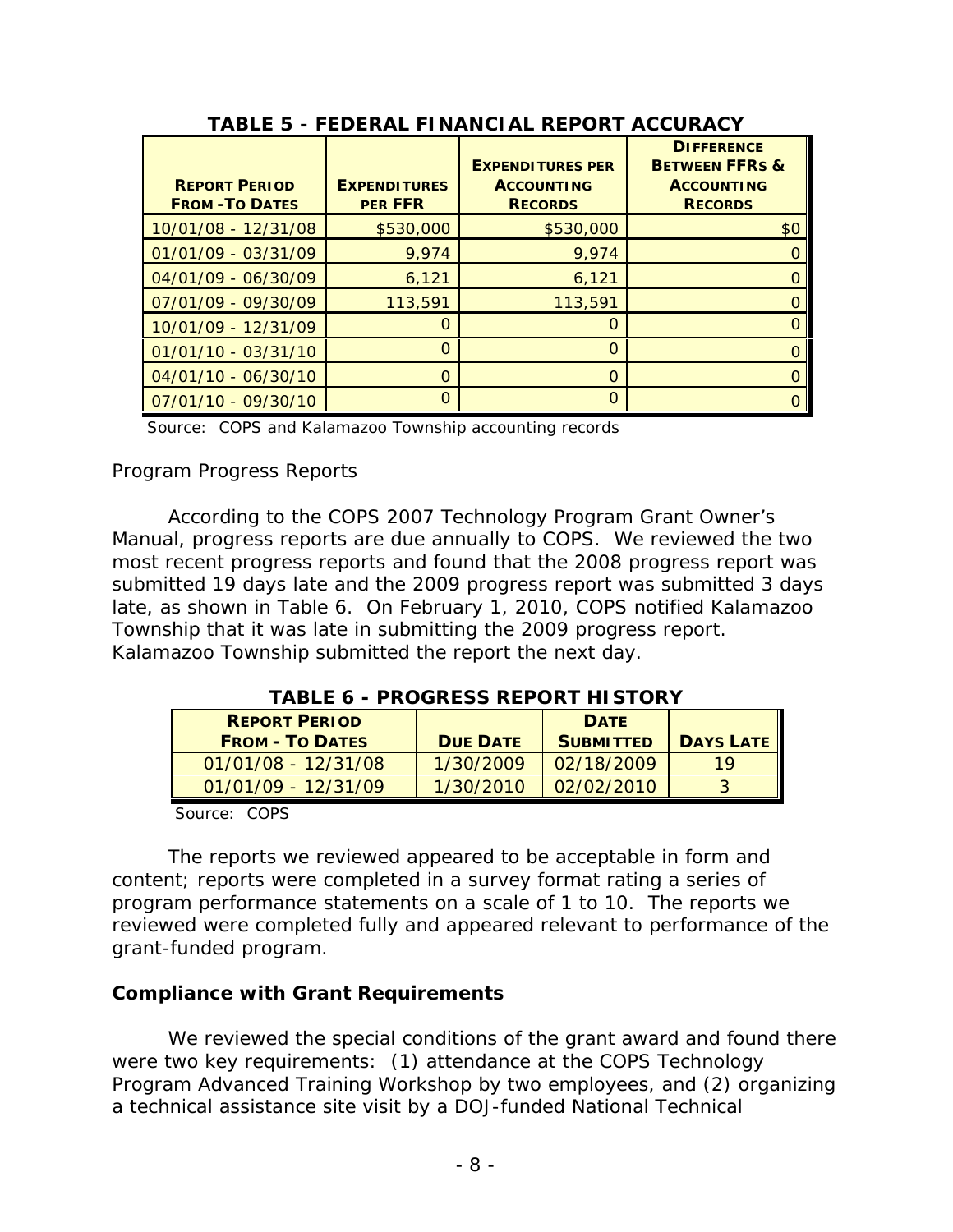**TABLE 5 - FEDERAL FINANCIAL REPORT ACCURACY**

| REPORT PERIOD FROM -TO DATES | EXPENDITURES PER FFR | EXPENDITURES PER ACCOUNTING RECORDS | DIFFERENCE BETWEEN FFRS & ACCOUNTING RECORDS |
|---|---|---|---|
| 10/01/08 - 12/31/08 | $530,000 | $530,000 | $0 |
| 01/01/09 - 03/31/09 | 9,974 | 9,974 | 0 |
| 04/01/09 - 06/30/09 | 6,121 | 6,121 | 0 |
| 07/01/09 - 09/30/09 | 113,591 | 113,591 | 0 |
| 10/01/09 - 12/31/09 | 0 | 0 | 0 |
| 01/01/10 - 03/31/10 | 0 | 0 | 0 |
| 04/01/10 - 06/30/10 | 0 | 0 | 0 |
| 07/01/10 - 09/30/10 | 0 | 0 | 0 |

Source: COPS and Kalamazoo Township accounting records

*Program Progress Reports*

According to the COPS 2007 Technology Program Grant Owner's Manual, progress reports are due annually to COPS. We reviewed the two most recent progress reports and found that the 2008 progress report was submitted 19 days late and the 2009 progress report was submitted 3 days late, as shown in Table 6. On February 1, 2010, COPS notified Kalamazoo Township that it was late in submitting the 2009 progress report. Kalamazoo Township submitted the report the next day.

**TABLE 6 - PROGRESS REPORT HISTORY**

| REPORT PERIOD FROM - TO DATES | DUE DATE | DATE SUBMITTED | DAYS LATE |
|---|---|---|---|
| 01/01/08 - 12/31/08 | 1/30/2009 | 02/18/2009 | 19 |
| 01/01/09 - 12/31/09 | 1/30/2010 | 02/02/2010 | 3 |

Source: COPS

The reports we reviewed appeared to be acceptable in form and content; reports were completed in a survey format rating a series of program performance statements on a scale of 1 to 10. The reports we reviewed were completed fully and appeared relevant to performance of the grant-funded program.

**Compliance with Grant Requirements**

We reviewed the special conditions of the grant award and found there were two key requirements: (1) attendance at the COPS Technology Program Advanced Training Workshop by two employees, and (2) organizing a technical assistance site visit by a DOJ-funded National Technical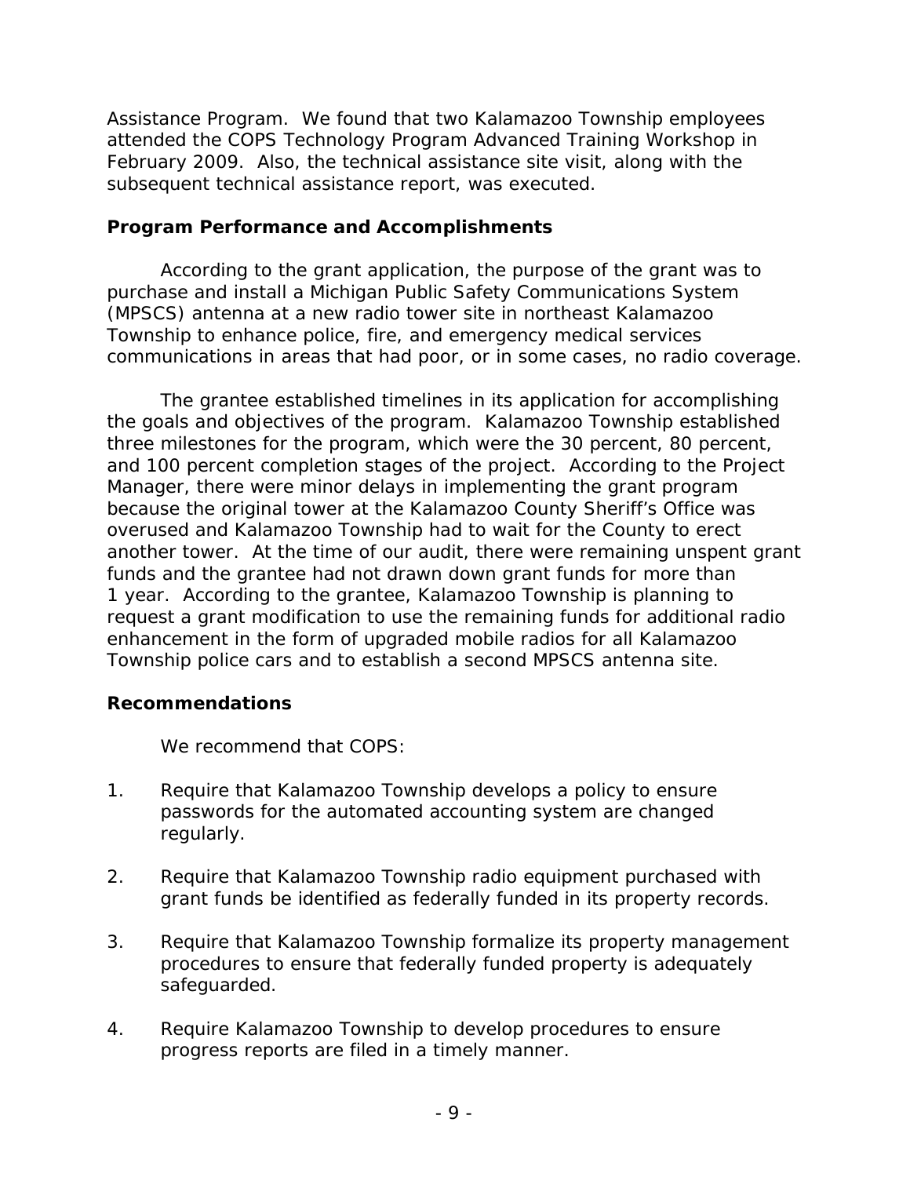Assistance Program. We found that two Kalamazoo Township employees attended the COPS Technology Program Advanced Training Workshop in February 2009. Also, the technical assistance site visit, along with the subsequent technical assistance report, was executed.

### Program Performance and Accomplishments

According to the grant application, the purpose of the grant was to purchase and install a Michigan Public Safety Communications System (MPSCS) antenna at a new radio tower site in northeast Kalamazoo Township to enhance police, fire, and emergency medical services communications in areas that had poor, or in some cases, no radio coverage.

The grantee established timelines in its application for accomplishing the goals and objectives of the program. Kalamazoo Township established three milestones for the program, which were the 30 percent, 80 percent, and 100 percent completion stages of the project. According to the Project Manager, there were minor delays in implementing the grant program because the original tower at the Kalamazoo County Sheriff's Office was overused and Kalamazoo Township had to wait for the County to erect another tower. At the time of our audit, there were remaining unspent grant funds and the grantee had not drawn down grant funds for more than 1 year. According to the grantee, Kalamazoo Township is planning to request a grant modification to use the remaining funds for additional radio enhancement in the form of upgraded mobile radios for all Kalamazoo Township police cars and to establish a second MPSCS antenna site.

### Recommendations

We recommend that COPS:

1. Require that Kalamazoo Township develops a policy to ensure passwords for the automated accounting system are changed regularly.

2. Require that Kalamazoo Township radio equipment purchased with grant funds be identified as federally funded in its property records.

3. Require that Kalamazoo Township formalize its property management procedures to ensure that federally funded property is adequately safeguarded.

4. Require Kalamazoo Township to develop procedures to ensure progress reports are filed in a timely manner.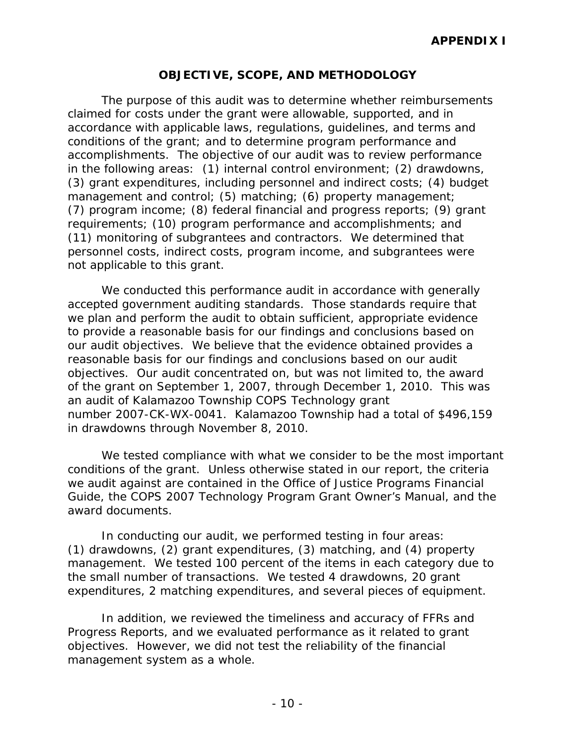**APPENDIX I**

## OBJECTIVE, SCOPE, AND METHODOLOGY

The purpose of this audit was to determine whether reimbursements claimed for costs under the grant were allowable, supported, and in accordance with applicable laws, regulations, guidelines, and terms and conditions of the grant; and to determine program performance and accomplishments. The objective of our audit was to review performance in the following areas: (1) internal control environment; (2) drawdowns, (3) grant expenditures, including personnel and indirect costs; (4) budget management and control; (5) matching; (6) property management; (7) program income; (8) federal financial and progress reports; (9) grant requirements; (10) program performance and accomplishments; and (11) monitoring of subgrantees and contractors. We determined that personnel costs, indirect costs, program income, and subgrantees were not applicable to this grant.

We conducted this performance audit in accordance with generally accepted government auditing standards. Those standards require that we plan and perform the audit to obtain sufficient, appropriate evidence to provide a reasonable basis for our findings and conclusions based on our audit objectives. We believe that the evidence obtained provides a reasonable basis for our findings and conclusions based on our audit objectives. Our audit concentrated on, but was not limited to, the award of the grant on September 1, 2007, through December 1, 2010. This was an audit of Kalamazoo Township COPS Technology grant number 2007-CK-WX-0041. Kalamazoo Township had a total of $496,159 in drawdowns through November 8, 2010.

We tested compliance with what we consider to be the most important conditions of the grant. Unless otherwise stated in our report, the criteria we audit against are contained in the Office of Justice Programs Financial Guide, the COPS 2007 Technology Program Grant Owner's Manual, and the award documents.

In conducting our audit, we performed testing in four areas: (1) drawdowns, (2) grant expenditures, (3) matching, and (4) property management. We tested 100 percent of the items in each category due to the small number of transactions. We tested 4 drawdowns, 20 grant expenditures, 2 matching expenditures, and several pieces of equipment.

In addition, we reviewed the timeliness and accuracy of FFRs and Progress Reports, and we evaluated performance as it related to grant objectives. However, we did not test the reliability of the financial management system as a whole.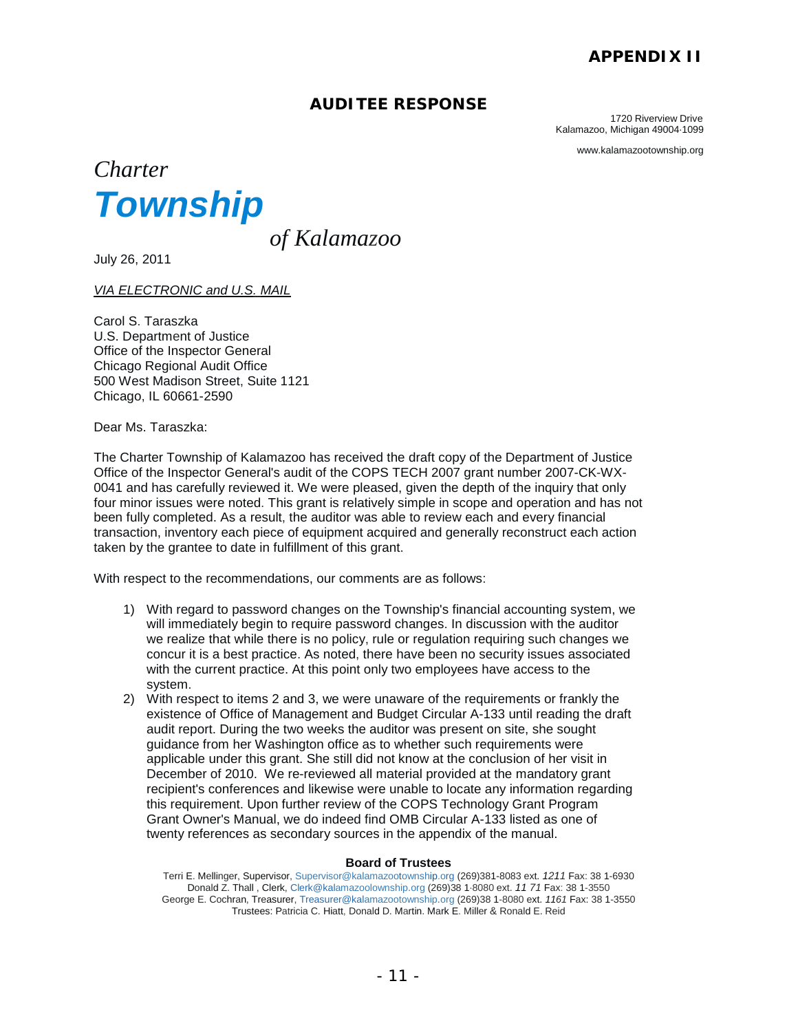# APPENDIX II

## AUDITEE RESPONSE

1720 Riverview Drive
Kalamazoo, Michigan 49004-1099

www.kalamazootownship.org

*Charter*
***Township***
*of Kalamazoo*

July 26, 2011

*VIA ELECTRONIC and U.S. MAIL*

Carol S. Taraszka
U.S. Department of Justice
Office of the Inspector General
Chicago Regional Audit Office
500 West Madison Street, Suite 1121
Chicago, IL 60661-2590

Dear Ms. Taraszka:

The Charter Township of Kalamazoo has received the draft copy of the Department of Justice Office of the Inspector General's audit of the COPS TECH 2007 grant number 2007-CK-WX-0041 and has carefully reviewed it. We were pleased, given the depth of the inquiry that only four minor issues were noted. This grant is relatively simple in scope and operation and has not been fully completed. As a result, the auditor was able to review each and every financial transaction, inventory each piece of equipment acquired and generally reconstruct each action taken by the grantee to date in fulfillment of this grant.

With respect to the recommendations, our comments are as follows:

1) With regard to password changes on the Township's financial accounting system, we will immediately begin to require password changes. In discussion with the auditor we realize that while there is no policy, rule or regulation requiring such changes we concur it is a best practice. As noted, there have been no security issues associated with the current practice. At this point only two employees have access to the system.
2) With respect to items 2 and 3, we were unaware of the requirements or frankly the existence of Office of Management and Budget Circular A-133 until reading the draft audit report. During the two weeks the auditor was present on site, she sought guidance from her Washington office as to whether such requirements were applicable under this grant. She still did not know at the conclusion of her visit in December of 2010. We re-reviewed all material provided at the mandatory grant recipient's conferences and likewise were unable to locate any information regarding this requirement. Upon further review of the COPS Technology Grant Program Grant Owner's Manual, we do indeed find OMB Circular A-133 listed as one of twenty references as secondary sources in the appendix of the manual.

**Board of Trustees**

Terri E. Mellinger, Supervisor, Supervisor@kalamazootownship.org (269)381-8083 ext. *1211* Fax: 38 1-6930
Donald Z. Thall , Clerk, Clerk@kalamazoolownship.org (269)38 1-8080 ext. *11 71* Fax: 38 1-3550
George E. Cochran, Treasurer, Treasurer@kalamazootownship.org (269)38 1-8080 ext. *1161* Fax: 38 1-3550
Trustees: Patricia C. Hiatt, Donald D. Martin. Mark E. Miller & Ronald E. Reid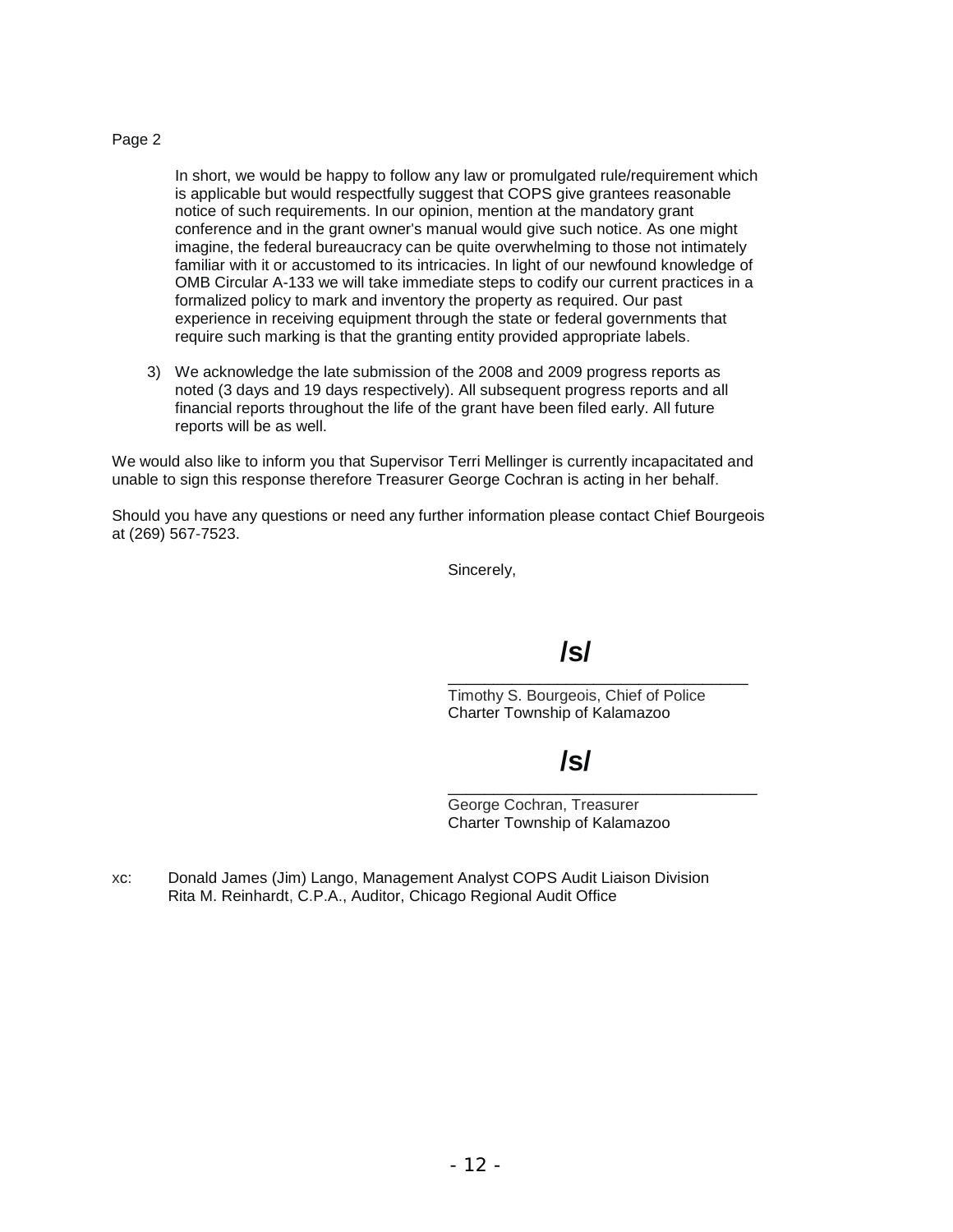Page 2

In short, we would be happy to follow any law or promulgated rule/requirement which is applicable but would respectfully suggest that COPS give grantees reasonable notice of such requirements. In our opinion, mention at the mandatory grant conference and in the grant owner's manual would give such notice. As one might imagine, the federal bureaucracy can be quite overwhelming to those not intimately familiar with it or accustomed to its intricacies. In light of our newfound knowledge of OMB Circular A-133 we will take immediate steps to codify our current practices in a formalized policy to mark and inventory the property as required. Our past experience in receiving equipment through the state or federal governments that require such marking is that the granting entity provided appropriate labels.

3) We acknowledge the late submission of the 2008 and 2009 progress reports as noted (3 days and 19 days respectively). All subsequent progress reports and all financial reports throughout the life of the grant have been filed early. All future reports will be as well.

We would also like to inform you that Supervisor Terri Mellinger is currently incapacitated and unable to sign this response therefore Treasurer George Cochran is acting in her behalf.

Should you have any questions or need any further information please contact Chief Bourgeois at (269) 567-7523.

Sincerely,

**/s/**

Timothy S. Bourgeois, Chief of Police
Charter Township of Kalamazoo

**/s/**

George Cochran, Treasurer
Charter Township of Kalamazoo

xc: Donald James (Jim) Lango, Management Analyst COPS Audit Liaison Division
Rita M. Reinhardt, C.P.A., Auditor, Chicago Regional Audit Office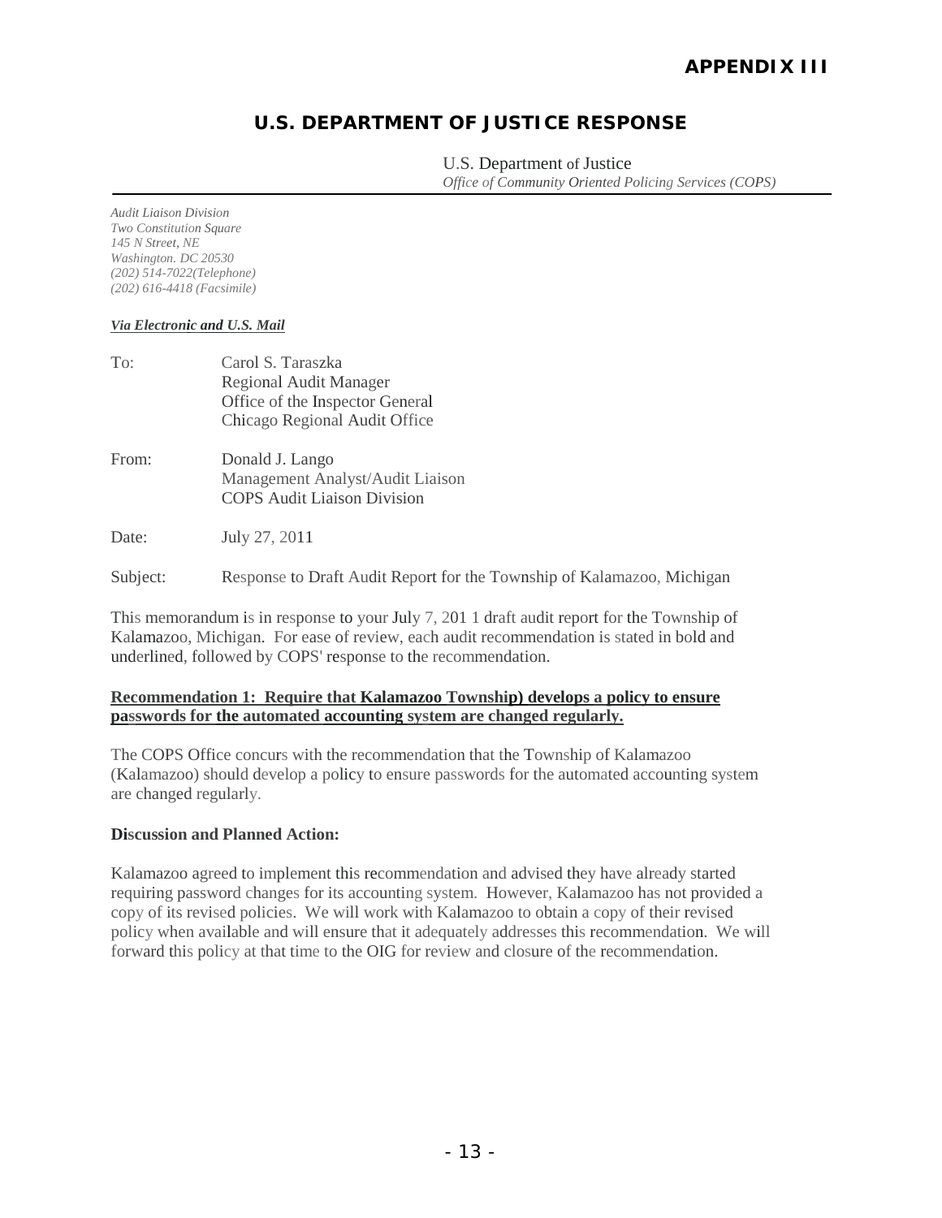# APPENDIX III

## U.S. DEPARTMENT OF JUSTICE RESPONSE

U.S. Department of Justice
*Office of Community Oriented Policing Services (COPS)*

*Audit Liaison Division*
*Two Constitution Square*
*145 N Street, NE*
*Washington. DC 20530*
*(202) 514-7022(Telephone)*
*(202) 616-4418 (Facsimile)*

***Via Electronic and U.S. Mail***

To: Carol S. Taraszka
Regional Audit Manager
Office of the Inspector General
Chicago Regional Audit Office

From: Donald J. Lango
Management Analyst/Audit Liaison
COPS Audit Liaison Division

Date: July 27, 2011

Subject: Response to Draft Audit Report for the Township of Kalamazoo, Michigan

This memorandum is in response to your July 7, 201 1 draft audit report for the Township of Kalamazoo, Michigan. For ease of review, each audit recommendation is stated in bold and underlined, followed by COPS' response to the recommendation.

**Recommendation 1: Require that Kalamazoo Township) develops a policy to ensure passwords for the automated accounting system are changed regularly.**

The COPS Office concurs with the recommendation that the Township of Kalamazoo (Kalamazoo) should develop a policy to ensure passwords for the automated accounting system are changed regularly.

**Discussion and Planned Action:**

Kalamazoo agreed to implement this recommendation and advised they have already started requiring password changes for its accounting system. However, Kalamazoo has not provided a copy of its revised policies. We will work with Kalamazoo to obtain a copy of their revised policy when available and will ensure that it adequately addresses this recommendation. We will forward this policy at that time to the OIG for review and closure of the recommendation.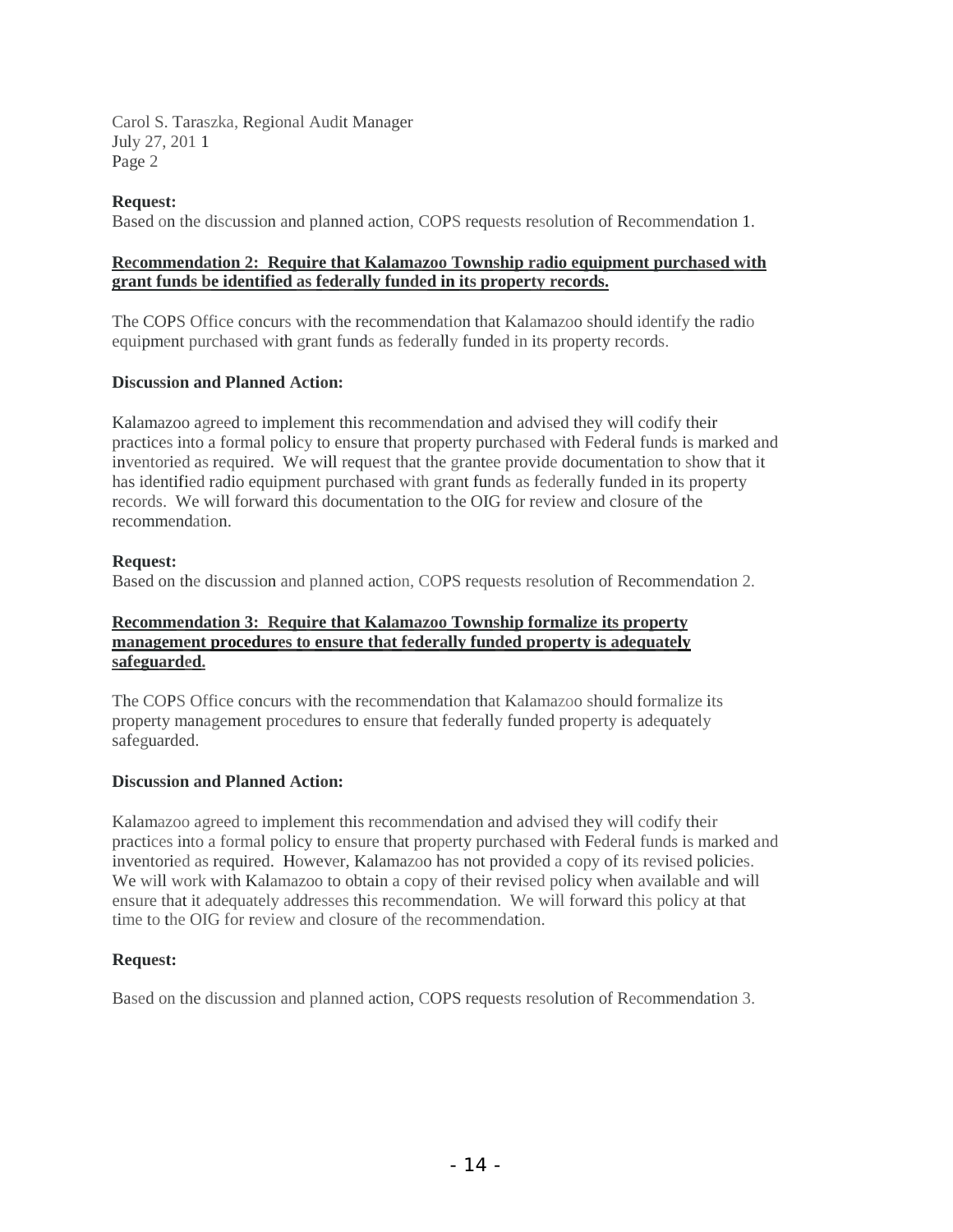Carol S. Taraszka, Regional Audit Manager
July 27, 2011
Page 2

**Request:**
Based on the discussion and planned action, COPS requests resolution of Recommendation 1.

**Recommendation 2: Require that Kalamazoo Township radio equipment purchased with grant funds be identified as federally funded in its property records.**

The COPS Office concurs with the recommendation that Kalamazoo should identify the radio equipment purchased with grant funds as federally funded in its property records.

**Discussion and Planned Action:**

Kalamazoo agreed to implement this recommendation and advised they will codify their practices into a formal policy to ensure that property purchased with Federal funds is marked and inventoried as required. We will request that the grantee provide documentation to show that it has identified radio equipment purchased with grant funds as federally funded in its property records. We will forward this documentation to the OIG for review and closure of the recommendation.

**Request:**
Based on the discussion and planned action, COPS requests resolution of Recommendation 2.

**Recommendation 3: Require that Kalamazoo Township formalize its property management procedures to ensure that federally funded property is adequately safeguarded.**

The COPS Office concurs with the recommendation that Kalamazoo should formalize its property management procedures to ensure that federally funded property is adequately safeguarded.

**Discussion and Planned Action:**

Kalamazoo agreed to implement this recommendation and advised they will codify their practices into a formal policy to ensure that property purchased with Federal funds is marked and inventoried as required. However, Kalamazoo has not provided a copy of its revised policies. We will work with Kalamazoo to obtain a copy of their revised policy when available and will ensure that it adequately addresses this recommendation. We will forward this policy at that time to the OIG for review and closure of the recommendation.

**Request:**

Based on the discussion and planned action, COPS requests resolution of Recommendation 3.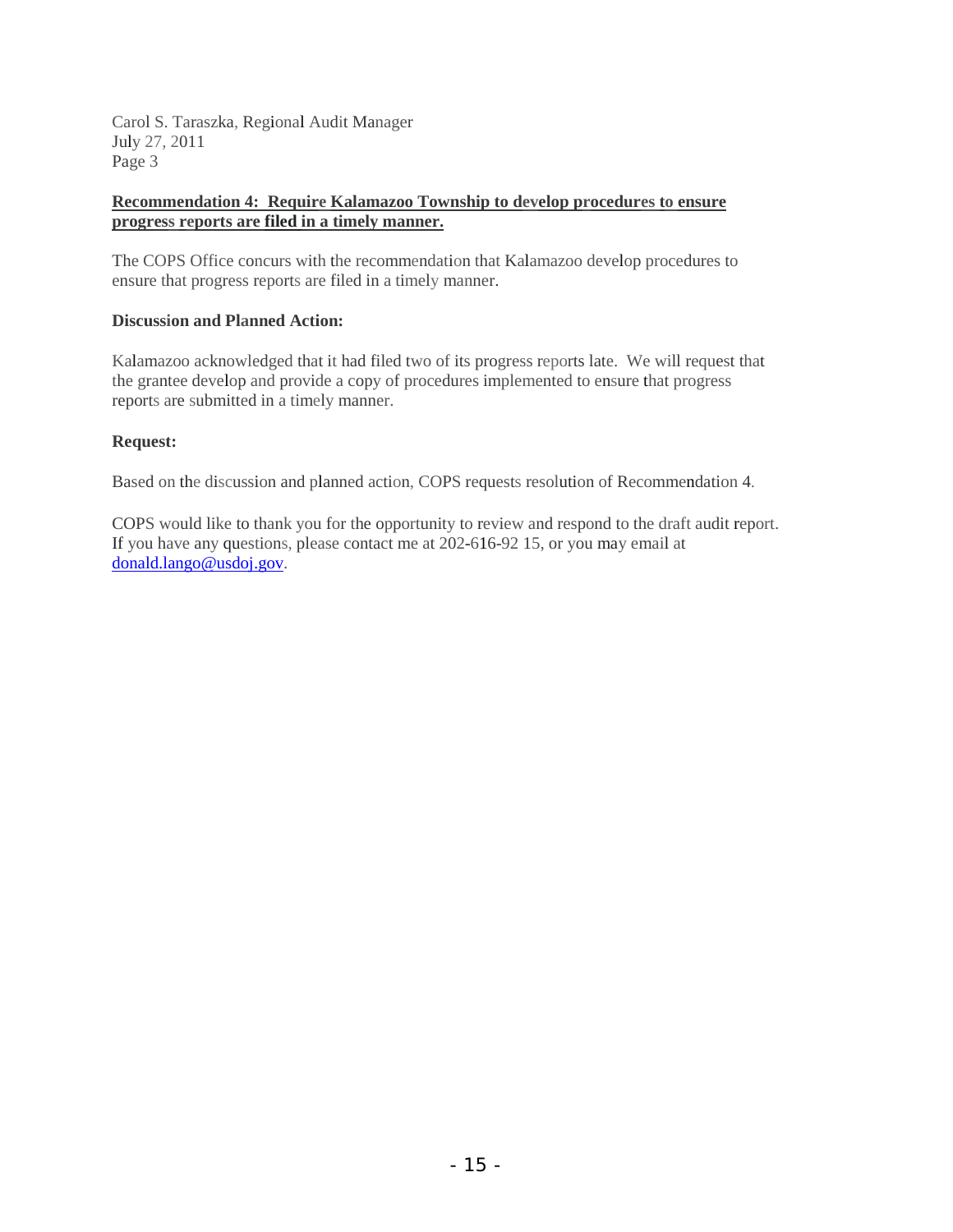Carol S. Taraszka, Regional Audit Manager
July 27, 2011
Page 3

**Recommendation 4: Require Kalamazoo Township to develop procedures to ensure progress reports are filed in a timely manner.**

The COPS Office concurs with the recommendation that Kalamazoo develop procedures to ensure that progress reports are filed in a timely manner.

**Discussion and Planned Action:**

Kalamazoo acknowledged that it had filed two of its progress reports late. We will request that the grantee develop and provide a copy of procedures implemented to ensure that progress reports are submitted in a timely manner.

**Request:**

Based on the discussion and planned action, COPS requests resolution of Recommendation 4.

COPS would like to thank you for the opportunity to review and respond to the draft audit report. If you have any questions, please contact me at 202-616-92 15, or you may email at donald.lango@usdoj.gov.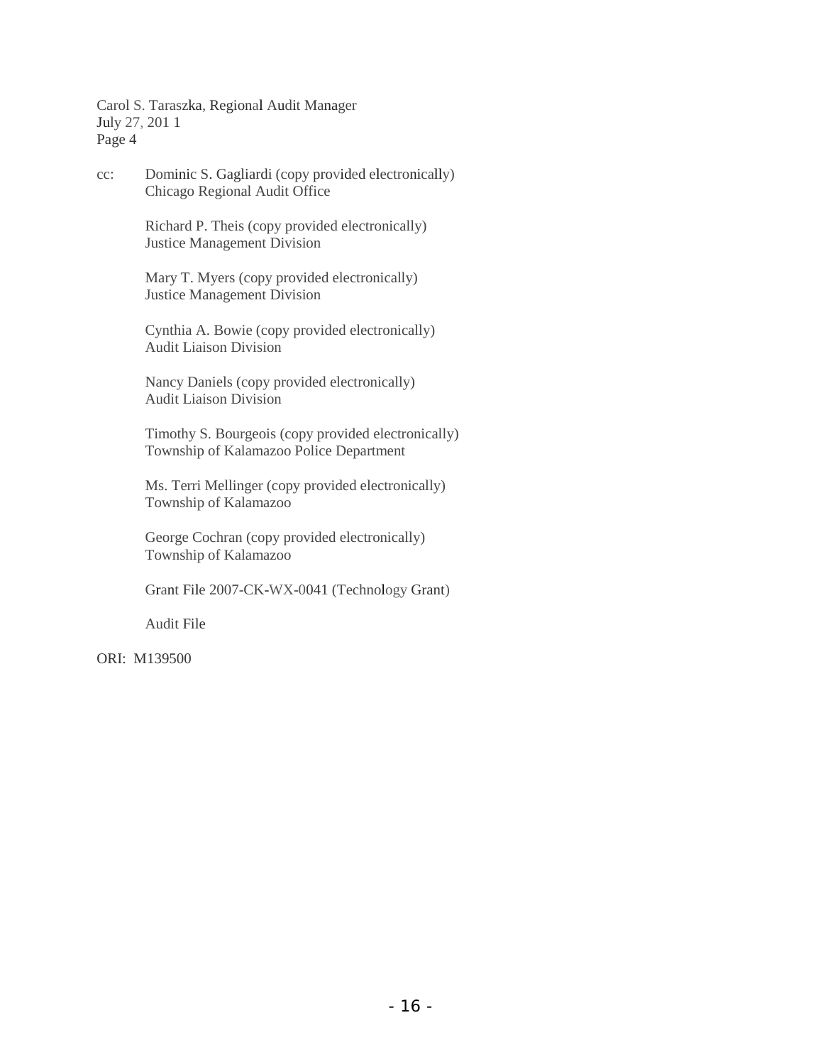Carol S. Taraszka, Regional Audit Manager
July 27, 201 1
Page 4

cc: Dominic S. Gagliardi (copy provided electronically)
Chicago Regional Audit Office

Richard P. Theis (copy provided electronically)
Justice Management Division

Mary T. Myers (copy provided electronically)
Justice Management Division

Cynthia A. Bowie (copy provided electronically)
Audit Liaison Division

Nancy Daniels (copy provided electronically)
Audit Liaison Division

Timothy S. Bourgeois (copy provided electronically)
Township of Kalamazoo Police Department

Ms. Terri Mellinger (copy provided electronically)
Township of Kalamazoo

George Cochran (copy provided electronically)
Township of Kalamazoo

Grant File 2007-CK-WX-0041 (Technology Grant)

Audit File

ORI: M139500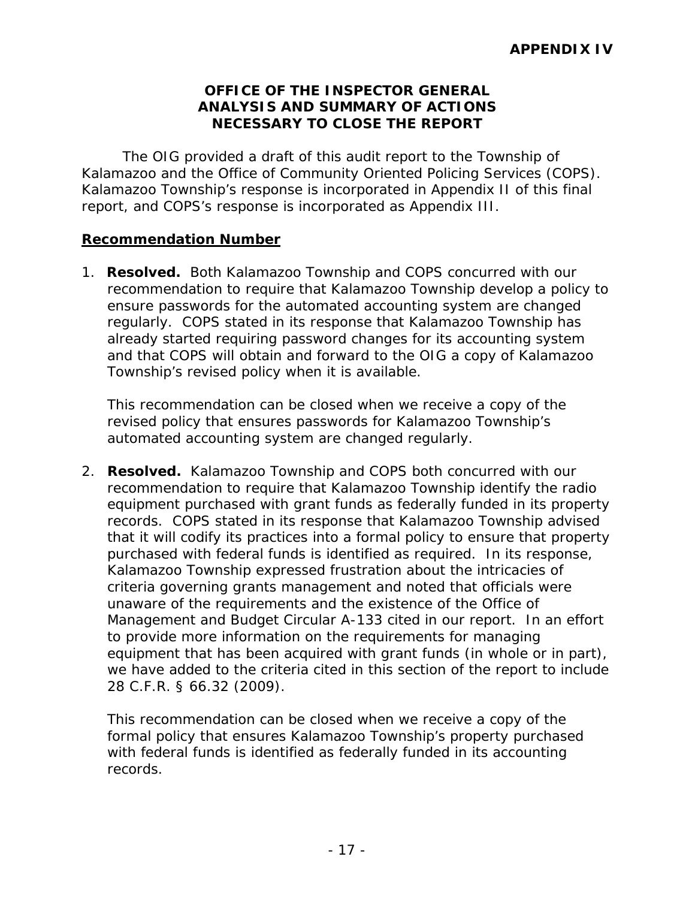**APPENDIX IV**

**OFFICE OF THE INSPECTOR GENERAL ANALYSIS AND SUMMARY OF ACTIONS NECESSARY TO CLOSE THE REPORT**

The OIG provided a draft of this audit report to the Township of Kalamazoo and the Office of Community Oriented Policing Services (COPS). Kalamazoo Township's response is incorporated in Appendix II of this final report, and COPS's response is incorporated as Appendix III.

**Recommendation Number**

1. **Resolved.** Both Kalamazoo Township and COPS concurred with our recommendation to require that Kalamazoo Township develop a policy to ensure passwords for the automated accounting system are changed regularly. COPS stated in its response that Kalamazoo Township has already started requiring password changes for its accounting system and that COPS will obtain and forward to the OIG a copy of Kalamazoo Township's revised policy when it is available.

   This recommendation can be closed when we receive a copy of the revised policy that ensures passwords for Kalamazoo Township's automated accounting system are changed regularly.

2. **Resolved.** Kalamazoo Township and COPS both concurred with our recommendation to require that Kalamazoo Township identify the radio equipment purchased with grant funds as federally funded in its property records. COPS stated in its response that Kalamazoo Township advised that it will codify its practices into a formal policy to ensure that property purchased with federal funds is identified as required. In its response, Kalamazoo Township expressed frustration about the intricacies of criteria governing grants management and noted that officials were unaware of the requirements and the existence of the Office of Management and Budget Circular A-133 cited in our report. In an effort to provide more information on the requirements for managing equipment that has been acquired with grant funds (in whole or in part), we have added to the criteria cited in this section of the report to include 28 C.F.R. § 66.32 (2009).

   This recommendation can be closed when we receive a copy of the formal policy that ensures Kalamazoo Township's property purchased with federal funds is identified as federally funded in its accounting records.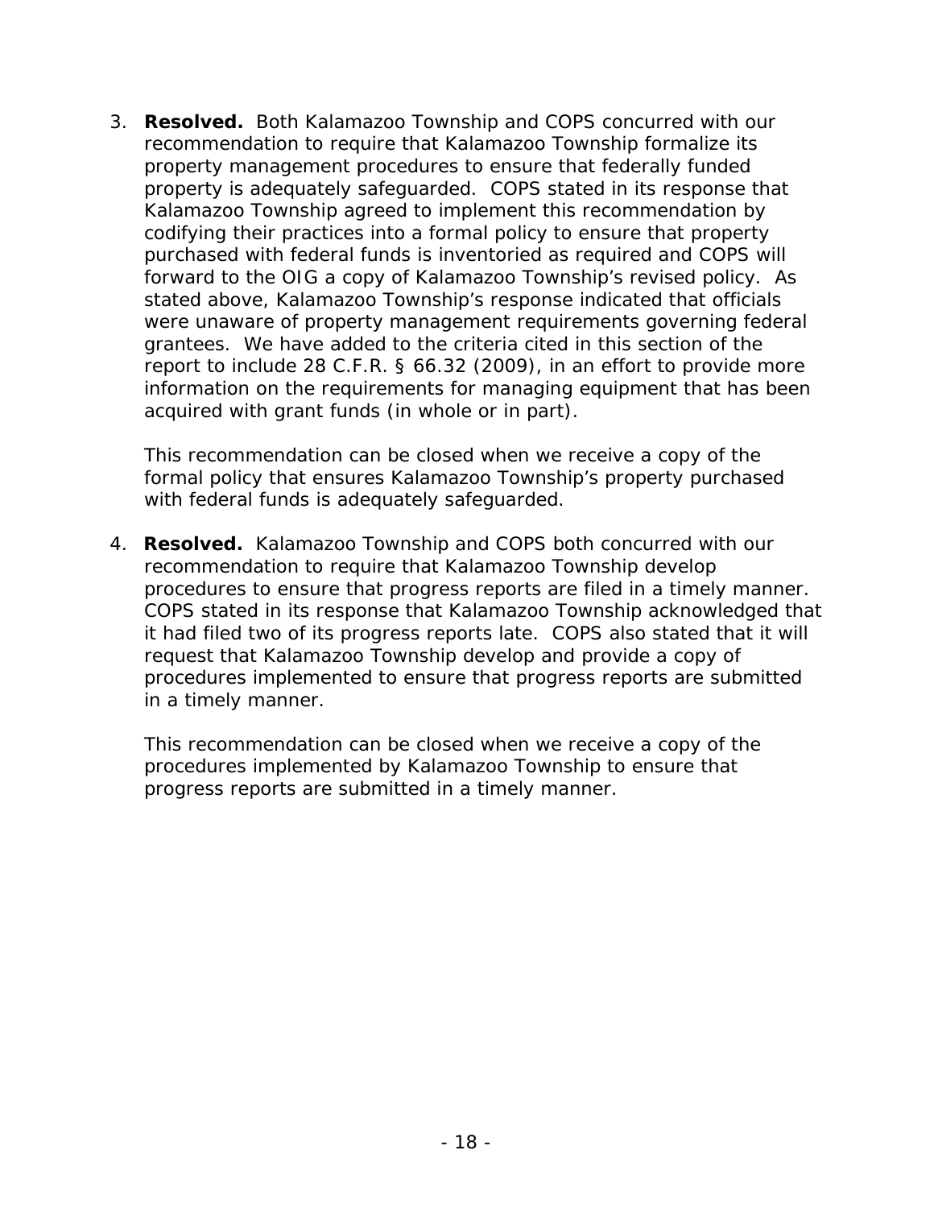3. **Resolved.** Both Kalamazoo Township and COPS concurred with our recommendation to require that Kalamazoo Township formalize its property management procedures to ensure that federally funded property is adequately safeguarded. COPS stated in its response that Kalamazoo Township agreed to implement this recommendation by codifying their practices into a formal policy to ensure that property purchased with federal funds is inventoried as required and COPS will forward to the OIG a copy of Kalamazoo Township's revised policy. As stated above, Kalamazoo Township's response indicated that officials were unaware of property management requirements governing federal grantees. We have added to the criteria cited in this section of the report to include 28 C.F.R. § 66.32 (2009), in an effort to provide more information on the requirements for managing equipment that has been acquired with grant funds (in whole or in part).

   This recommendation can be closed when we receive a copy of the formal policy that ensures Kalamazoo Township's property purchased with federal funds is adequately safeguarded.

4. **Resolved.** Kalamazoo Township and COPS both concurred with our recommendation to require that Kalamazoo Township develop procedures to ensure that progress reports are filed in a timely manner. COPS stated in its response that Kalamazoo Township acknowledged that it had filed two of its progress reports late. COPS also stated that it will request that Kalamazoo Township develop and provide a copy of procedures implemented to ensure that progress reports are submitted in a timely manner.

   This recommendation can be closed when we receive a copy of the procedures implemented by Kalamazoo Township to ensure that progress reports are submitted in a timely manner.